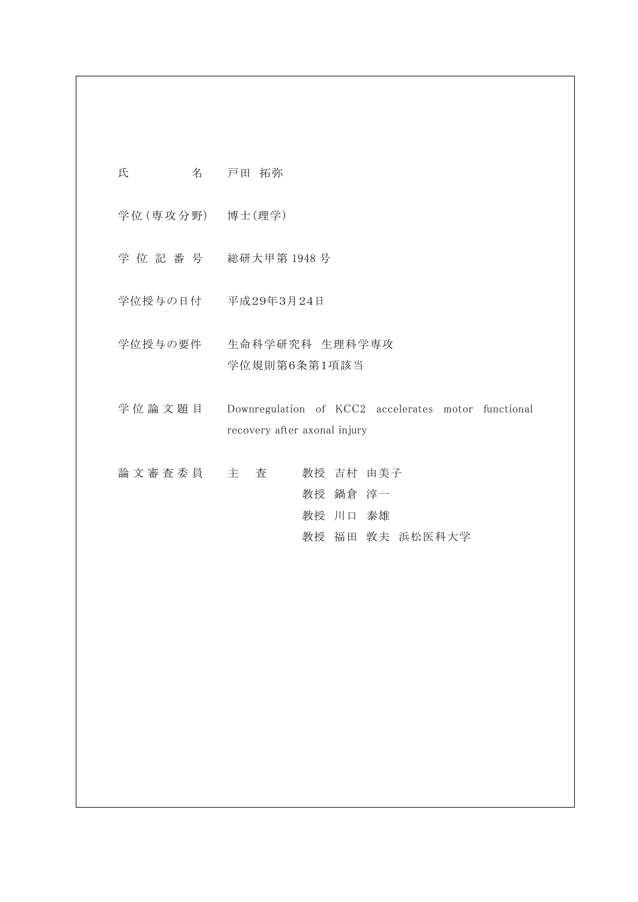| | |
|---|---|
| 氏　　　　名 | 戸田　拓弥 |
| 学位(専攻分野) | 博士(理学) |
| 学 位 記 番 号 | 総研大甲第 1948 号 |
| 学位授与の日付 | 平成29年3月24日 |
| 学位授与の要件 | 生命科学研究科　生理科学専攻<br>学位規則第6条第1項該当 |
| 学 位 論 文 題 目 | Downregulation of KCC2 accelerates motor functional recovery after axonal injury |
| 論 文 審 査 委 員 | 主　査　　教授　吉村　由美子<br>教授　鍋倉　淳一<br>教授　川口　泰雄<br>教授　福田　敦夫　浜松医科大学 |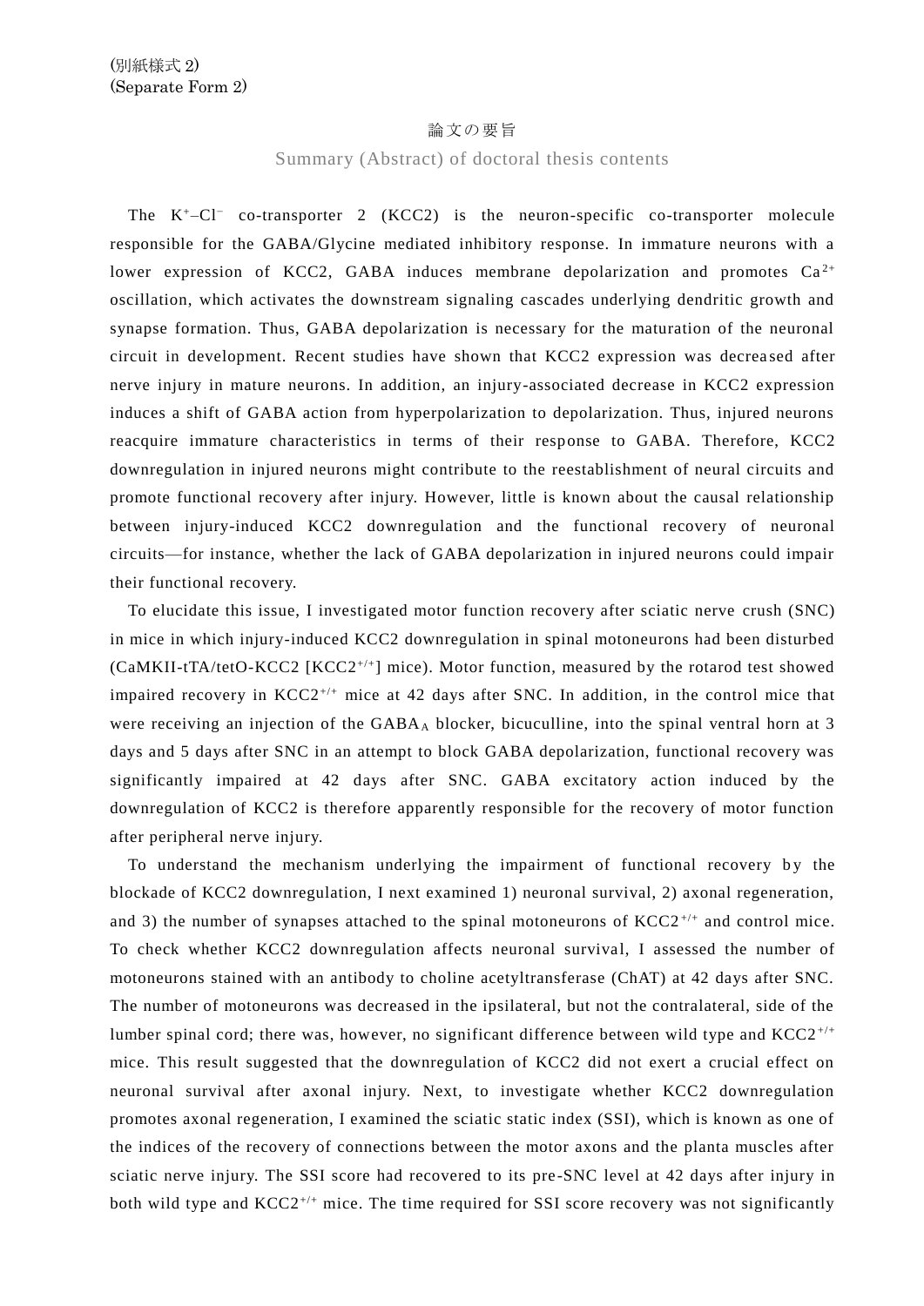(別紙様式 2)
(Separate Form 2)

# 論文の要旨

## Summary (Abstract) of doctoral thesis contents

The $K^+$–$Cl^-$ co-transporter 2 (KCC2) is the neuron-specific co-transporter molecule responsible for the GABA/Glycine mediated inhibitory response. In immature neurons with a lower expression of KCC2, GABA induces membrane depolarization and promotes $Ca^{2+}$ oscillation, which activates the downstream signaling cascades underlying dendritic growth and synapse formation. Thus, GABA depolarization is necessary for the maturation of the neuronal circuit in development. Recent studies have shown that KCC2 expression was decreased after nerve injury in mature neurons. In addition, an injury-associated decrease in KCC2 expression induces a shift of GABA action from hyperpolarization to depolarization. Thus, injured neurons reacquire immature characteristics in terms of their response to GABA. Therefore, KCC2 downregulation in injured neurons might contribute to the reestablishment of neural circuits and promote functional recovery after injury. However, little is known about the causal relationship between injury-induced KCC2 downregulation and the functional recovery of neuronal circuits—for instance, whether the lack of GABA depolarization in injured neurons could impair their functional recovery.

To elucidate this issue, I investigated motor function recovery after sciatic nerve crush (SNC) in mice in which injury-induced KCC2 downregulation in spinal motoneurons had been disturbed (CaMKII-tTA/tetO-KCC2 [$KCC2^{+/+}$] mice). Motor function, measured by the rotarod test showed impaired recovery in $KCC2^{+/+}$ mice at 42 days after SNC. In addition, in the control mice that were receiving an injection of the $GABA_A$ blocker, bicuculline, into the spinal ventral horn at 3 days and 5 days after SNC in an attempt to block GABA depolarization, functional recovery was significantly impaired at 42 days after SNC. GABA excitatory action induced by the downregulation of KCC2 is therefore apparently responsible for the recovery of motor function after peripheral nerve injury.

To understand the mechanism underlying the impairment of functional recovery by the blockade of KCC2 downregulation, I next examined 1) neuronal survival, 2) axonal regeneration, and 3) the number of synapses attached to the spinal motoneurons of $KCC2^{+/+}$ and control mice. To check whether KCC2 downregulation affects neuronal survival, I assessed the number of motoneurons stained with an antibody to choline acetyltransferase (ChAT) at 42 days after SNC. The number of motoneurons was decreased in the ipsilateral, but not the contralateral, side of the lumber spinal cord; there was, however, no significant difference between wild type and $KCC2^{+/+}$ mice. This result suggested that the downregulation of KCC2 did not exert a crucial effect on neuronal survival after axonal injury. Next, to investigate whether KCC2 downregulation promotes axonal regeneration, I examined the sciatic static index (SSI), which is known as one of the indices of the recovery of connections between the motor axons and the planta muscles after sciatic nerve injury. The SSI score had recovered to its pre-SNC level at 42 days after injury in both wild type and $KCC2^{+/+}$ mice. The time required for SSI score recovery was not significantly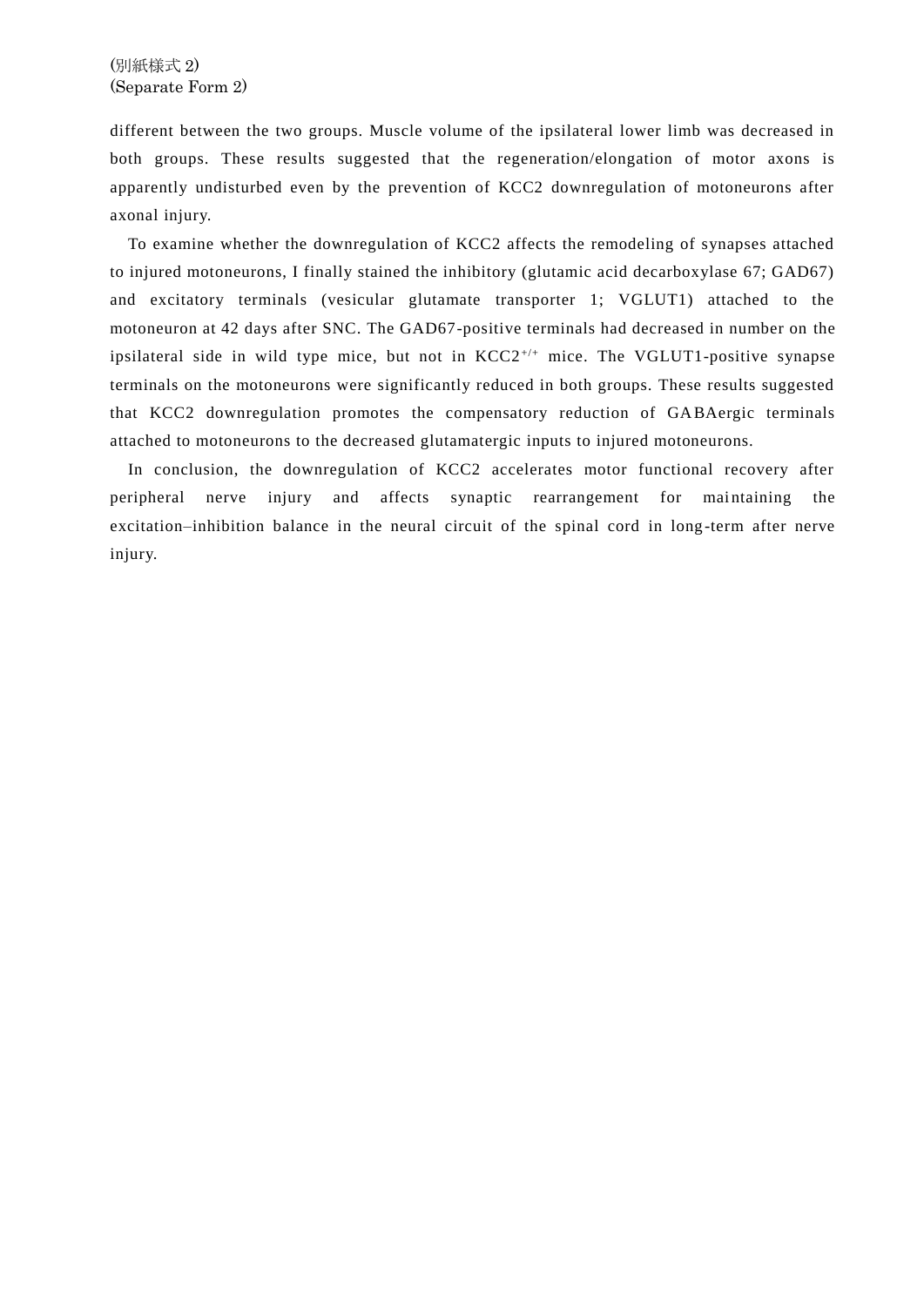different between the two groups. Muscle volume of the ipsilateral lower limb was decreased in both groups. These results suggested that the regeneration/elongation of motor axons is apparently undisturbed even by the prevention of KCC2 downregulation of motoneurons after axonal injury.

To examine whether the downregulation of KCC2 affects the remodeling of synapses attached to injured motoneurons, I finally stained the inhibitory (glutamic acid decarboxylase 67; GAD67) and excitatory terminals (vesicular glutamate transporter 1; VGLUT1) attached to the motoneuron at 42 days after SNC. The GAD67-positive terminals had decreased in number on the ipsilateral side in wild type mice, but not in $KCC2^{+/+}$ mice. The VGLUT1-positive synapse terminals on the motoneurons were significantly reduced in both groups. These results suggested that KCC2 downregulation promotes the compensatory reduction of GABAergic terminals attached to motoneurons to the decreased glutamatergic inputs to injured motoneurons.

In conclusion, the downregulation of KCC2 accelerates motor functional recovery after peripheral nerve injury and affects synaptic rearrangement for maintaining the excitation–inhibition balance in the neural circuit of the spinal cord in long-term after nerve injury.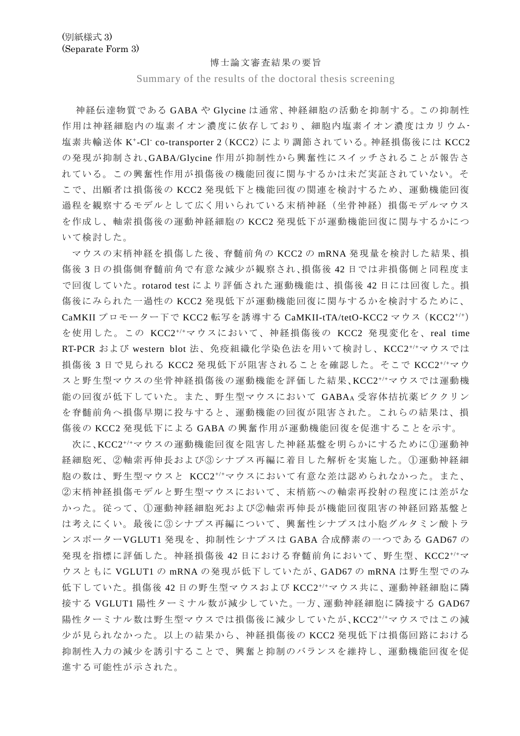(別紙様式 3)
(Separate Form 3)

## 博士論文審査結果の要旨

Summary of the results of the doctoral thesis screening

神経伝達物質である GABA や Glycine は通常、神経細胞の活動を抑制する。この抑制性作用は神経細胞内の塩素イオン濃度に依存しており、細胞内塩素イオン濃度はカリウム-塩素共輸送体 $K^+$-$Cl^-$ co-transporter 2（KCC2）により調節されている。神経損傷後には KCC2 の発現が抑制され、GABA/Glycine 作用が抑制性から興奮性にスイッチされることが報告されている。この興奮性作用が損傷後の機能回復に関与するかは未だ実証されていない。そこで、出願者は損傷後の KCC2 発現低下と機能回復の関連を検討するため、運動機能回復過程を観察するモデルとして広く用いられている末梢神経（坐骨神経）損傷モデルマウスを作成し、軸索損傷後の運動神経細胞の KCC2 発現低下が運動機能回復に関与するかについて検討した。

マウスの末梢神経を損傷した後、脊髄前角の KCC2 の mRNA 発現量を検討した結果、損傷後 3 日の損傷側脊髄前角で有意な減少が観察され、損傷後 42 日では非損傷側と同程度まで回復していた。rotarod test により評価された運動機能は、損傷後 42 日には回復した。損傷後にみられた一過性の KCC2 発現低下が運動機能回復に関与するかを検討するために、CaMKII プロモーター下で KCC2 転写を誘導する CaMKII-tTA/tetO-KCC2 マウス（$KCC2^{+/+}$）を使用した。この $KCC2^{+/+}$マウスにおいて、神経損傷後の KCC2 発現変化を、real time RT-PCR および western blot 法、免疫組織化学染色法を用いて検討し、$KCC2^{+/+}$マウスでは損傷後 3 日で見られる KCC2 発現低下が阻害されることを確認した。そこで $KCC2^{+/+}$マウスと野生型マウスの坐骨神経損傷後の運動機能を評価した結果、$KCC2^{+/+}$マウスでは運動機能の回復が低下していた。また、野生型マウスにおいて $GABA_A$ 受容体拮抗薬ビククリンを脊髄前角へ損傷早期に投与すると、運動機能の回復が阻害された。これらの結果は、損傷後の KCC2 発現低下による GABA の興奮作用が運動機能回復を促進することを示す。

次に、$KCC2^{+/+}$マウスの運動機能回復を阻害した神経基盤を明らかにするために①運動神経細胞死、②軸索再伸長および③シナプス再編に着目した解析を実施した。①運動神経細胞の数は、野生型マウスと $KCC2^{+/+}$マウスにおいて有意な差は認められなかった。また、②末梢神経損傷モデルと野生型マウスにおいて、末梢筋への軸索再投射の程度には差がなかった。従って、①運動神経細胞死および②軸索再伸長が機能回復阻害の神経回路基盤とは考えにくい。最後に③シナプス再編について、興奮性シナプスは小胞グルタミン酸トランスポーターVGLUT1 発現を、抑制性シナプスは GABA 合成酵素の一つである GAD67 の発現を指標に評価した。神経損傷後 42 日における脊髄前角において、野生型、$KCC2^{+/+}$マウスともに VGLUT1 の mRNA の発現が低下していたが、GAD67 の mRNA は野生型でのみ低下していた。損傷後 42 日の野生型マウスおよび $KCC2^{+/+}$マウス共に、運動神経細胞に隣接する VGLUT1 陽性ターミナル数が減少していた。一方、運動神経細胞に隣接する GAD67 陽性ターミナル数は野生型マウスでは損傷後に減少していたが、$KCC2^{+/+}$マウスではこの減少が見られなかった。以上の結果から、神経損傷後の KCC2 発現低下は損傷回路における抑制性入力の減少を誘引することで、興奮と抑制のバランスを維持し、運動機能回復を促進する可能性が示された。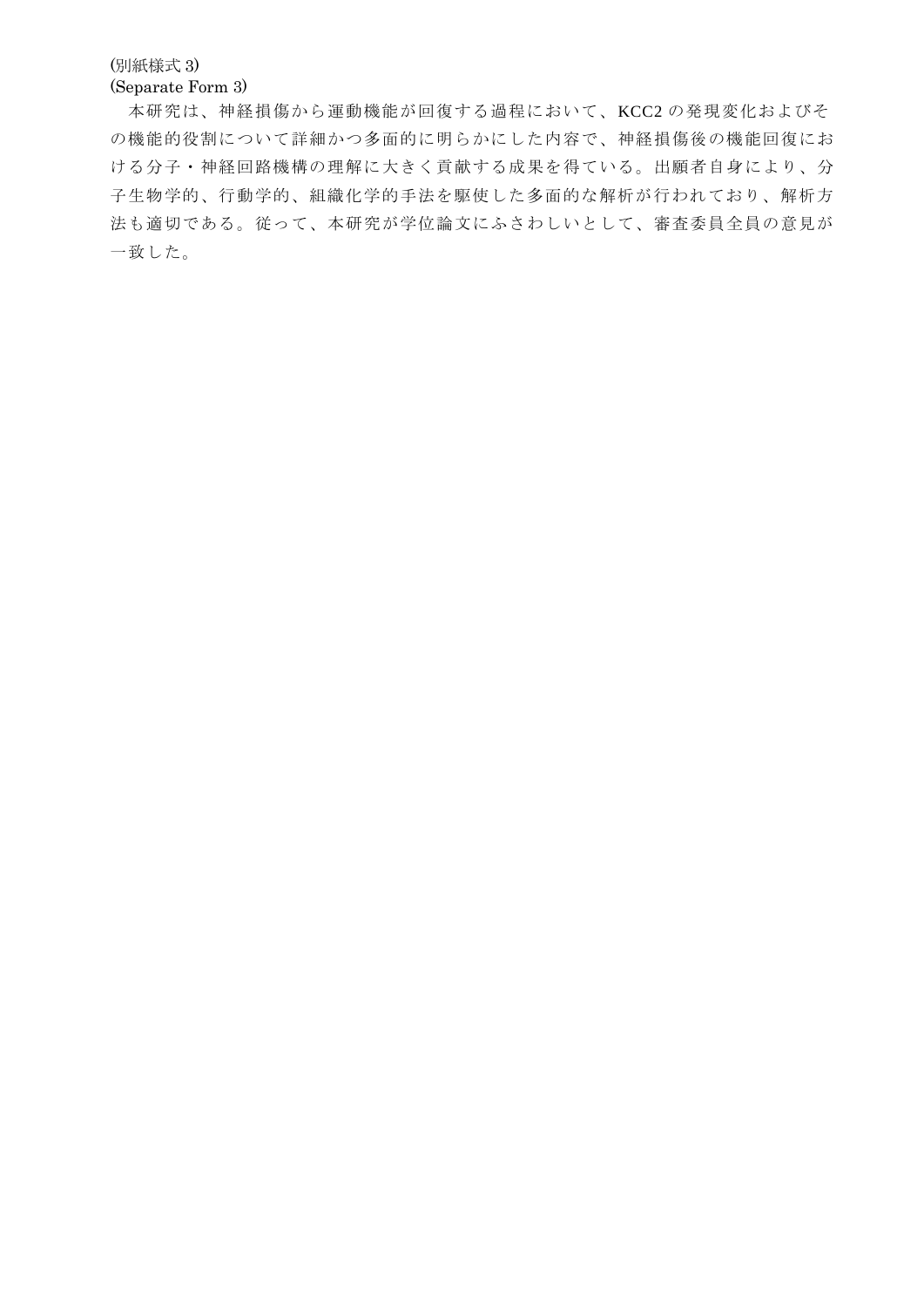(別紙様式 3)
(Separate Form 3)

本研究は、神経損傷から運動機能が回復する過程において、KCC2 の発現変化およびその機能的役割について詳細かつ多面的に明らかにした内容で、神経損傷後の機能回復における分子・神経回路機構の理解に大きく貢献する成果を得ている。出願者自身により、分子生物学的、行動学的、組織化学的手法を駆使した多面的な解析が行われており、解析方法も適切である。従って、本研究が学位論文にふさわしいとして、審査委員全員の意見が一致した。